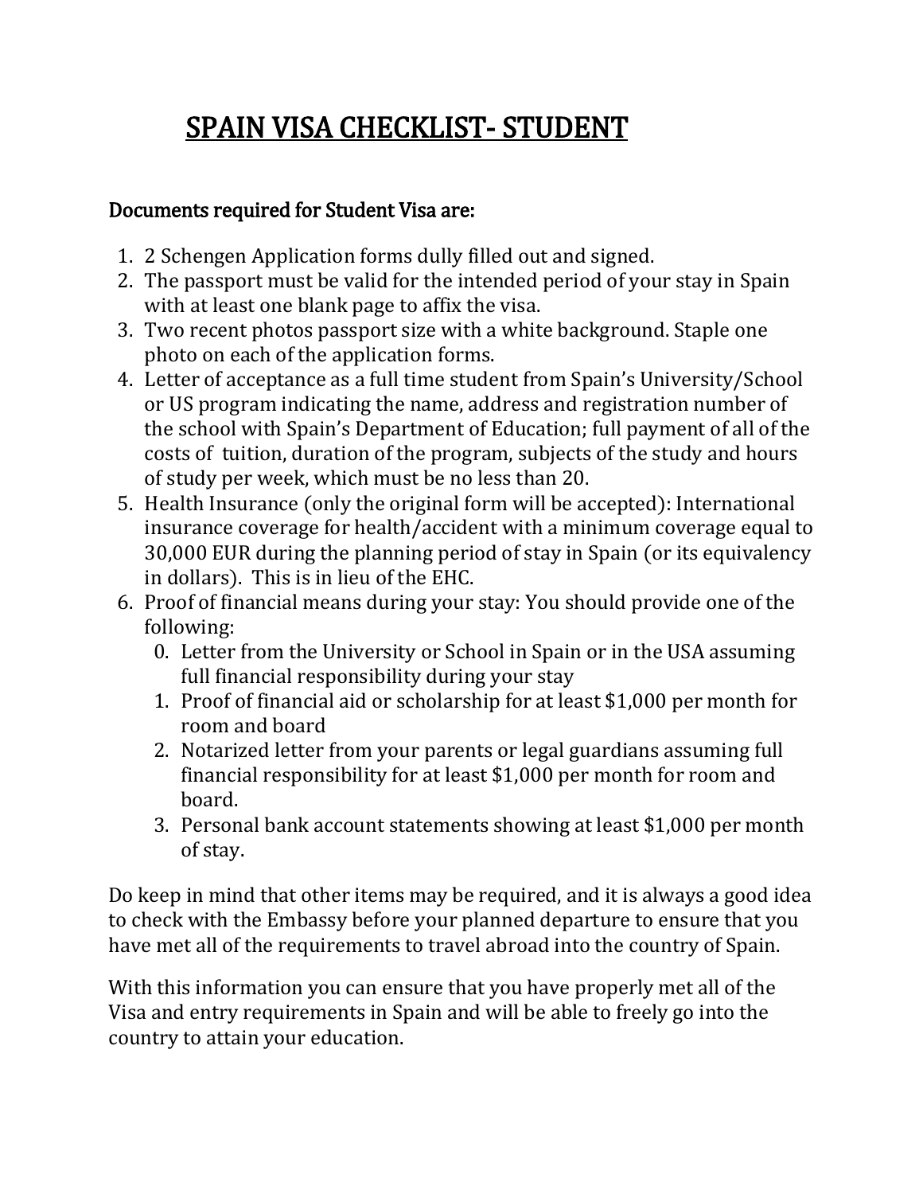# SPAIN VISA CHECKLIST- STUDENT

**Documents required for Student Visa are:**

1. 2 Schengen Application forms dully filled out and signed.
2. The passport must be valid for the intended period of your stay in Spain with at least one blank page to affix the visa.
3. Two recent photos passport size with a white background. Staple one photo on each of the application forms.
4. Letter of acceptance as a full time student from Spain's University/School or US program indicating the name, address and registration number of the school with Spain's Department of Education; full payment of all of the costs of tuition, duration of the program, subjects of the study and hours of study per week, which must be no less than 20.
5. Health Insurance (only the original form will be accepted): International insurance coverage for health/accident with a minimum coverage equal to 30,000 EUR during the planning period of stay in Spain (or its equivalency in dollars). This is in lieu of the EHC.
6. Proof of financial means during your stay: You should provide one of the following:
   0. Letter from the University or School in Spain or in the USA assuming full financial responsibility during your stay
   1. Proof of financial aid or scholarship for at least $1,000 per month for room and board
   2. Notarized letter from your parents or legal guardians assuming full financial responsibility for at least $1,000 per month for room and board.
   3. Personal bank account statements showing at least $1,000 per month of stay.

Do keep in mind that other items may be required, and it is always a good idea to check with the Embassy before your planned departure to ensure that you have met all of the requirements to travel abroad into the country of Spain.

With this information you can ensure that you have properly met all of the Visa and entry requirements in Spain and will be able to freely go into the country to attain your education.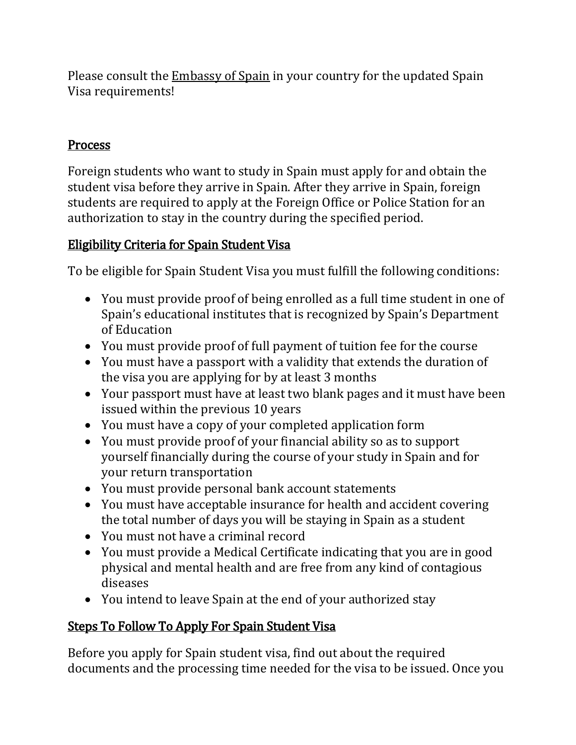Please consult the Embassy of Spain in your country for the updated Spain Visa requirements!

## Process

Foreign students who want to study in Spain must apply for and obtain the student visa before they arrive in Spain. After they arrive in Spain, foreign students are required to apply at the Foreign Office or Police Station for an authorization to stay in the country during the specified period.

## Eligibility Criteria for Spain Student Visa

To be eligible for Spain Student Visa you must fulfill the following conditions:

- You must provide proof of being enrolled as a full time student in one of Spain's educational institutes that is recognized by Spain's Department of Education
- You must provide proof of full payment of tuition fee for the course
- You must have a passport with a validity that extends the duration of the visa you are applying for by at least 3 months
- Your passport must have at least two blank pages and it must have been issued within the previous 10 years
- You must have a copy of your completed application form
- You must provide proof of your financial ability so as to support yourself financially during the course of your study in Spain and for your return transportation
- You must provide personal bank account statements
- You must have acceptable insurance for health and accident covering the total number of days you will be staying in Spain as a student
- You must not have a criminal record
- You must provide a Medical Certificate indicating that you are in good physical and mental health and are free from any kind of contagious diseases
- You intend to leave Spain at the end of your authorized stay

## Steps To Follow To Apply For Spain Student Visa

Before you apply for Spain student visa, find out about the required documents and the processing time needed for the visa to be issued. Once you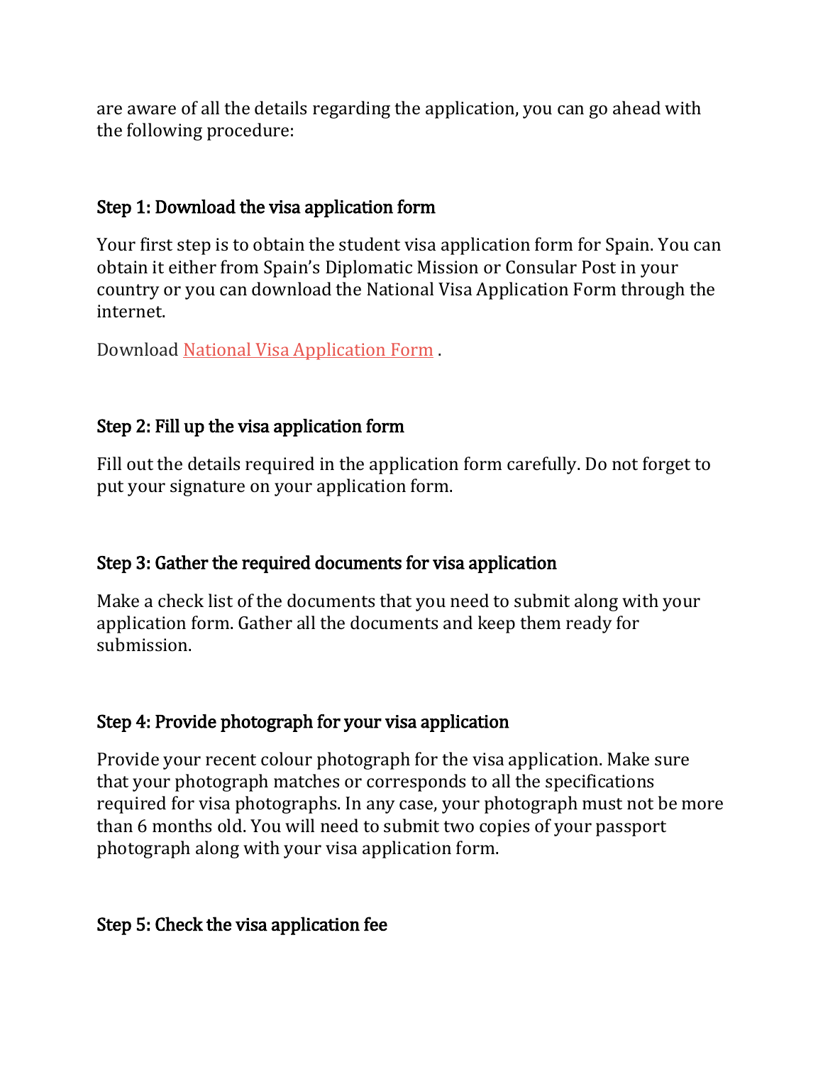are aware of all the details regarding the application, you can go ahead with the following procedure:

### Step 1: Download the visa application form

Your first step is to obtain the student visa application form for Spain. You can obtain it either from Spain's Diplomatic Mission or Consular Post in your country or you can download the National Visa Application Form through the internet.

Download National Visa Application Form .

### Step 2: Fill up the visa application form

Fill out the details required in the application form carefully. Do not forget to put your signature on your application form.

### Step 3: Gather the required documents for visa application

Make a check list of the documents that you need to submit along with your application form. Gather all the documents and keep them ready for submission.

### Step 4: Provide photograph for your visa application

Provide your recent colour photograph for the visa application. Make sure that your photograph matches or corresponds to all the specifications required for visa photographs. In any case, your photograph must not be more than 6 months old. You will need to submit two copies of your passport photograph along with your visa application form.

### Step 5: Check the visa application fee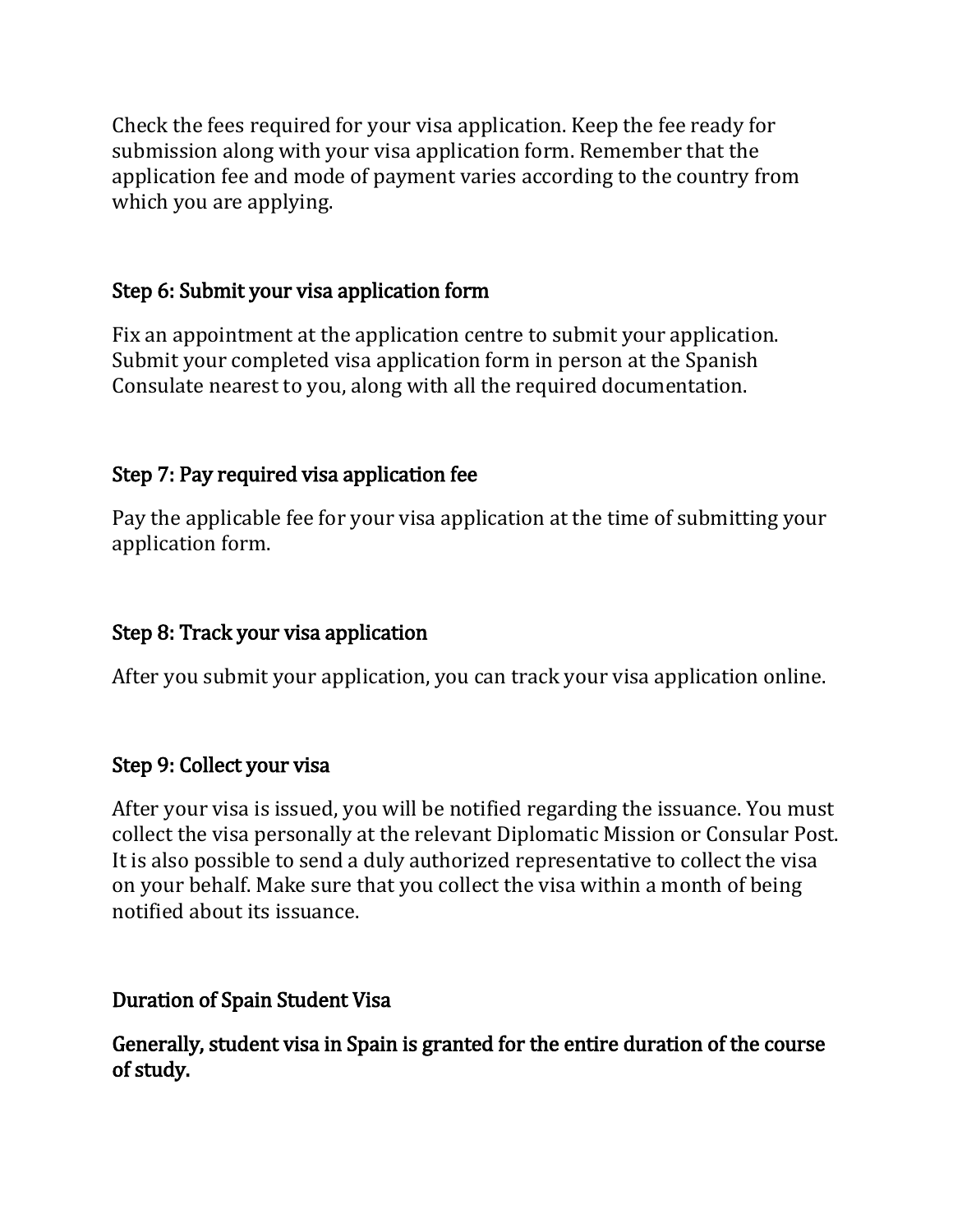Check the fees required for your visa application. Keep the fee ready for submission along with your visa application form. Remember that the application fee and mode of payment varies according to the country from which you are applying.

### Step 6: Submit your visa application form

Fix an appointment at the application centre to submit your application. Submit your completed visa application form in person at the Spanish Consulate nearest to you, along with all the required documentation.

### Step 7: Pay required visa application fee

Pay the applicable fee for your visa application at the time of submitting your application form.

### Step 8: Track your visa application

After you submit your application, you can track your visa application online.

### Step 9: Collect your visa

After your visa is issued, you will be notified regarding the issuance. You must collect the visa personally at the relevant Diplomatic Mission or Consular Post. It is also possible to send a duly authorized representative to collect the visa on your behalf. Make sure that you collect the visa within a month of being notified about its issuance.

### Duration of Spain Student Visa

**Generally, student visa in Spain is granted for the entire duration of the course of study.**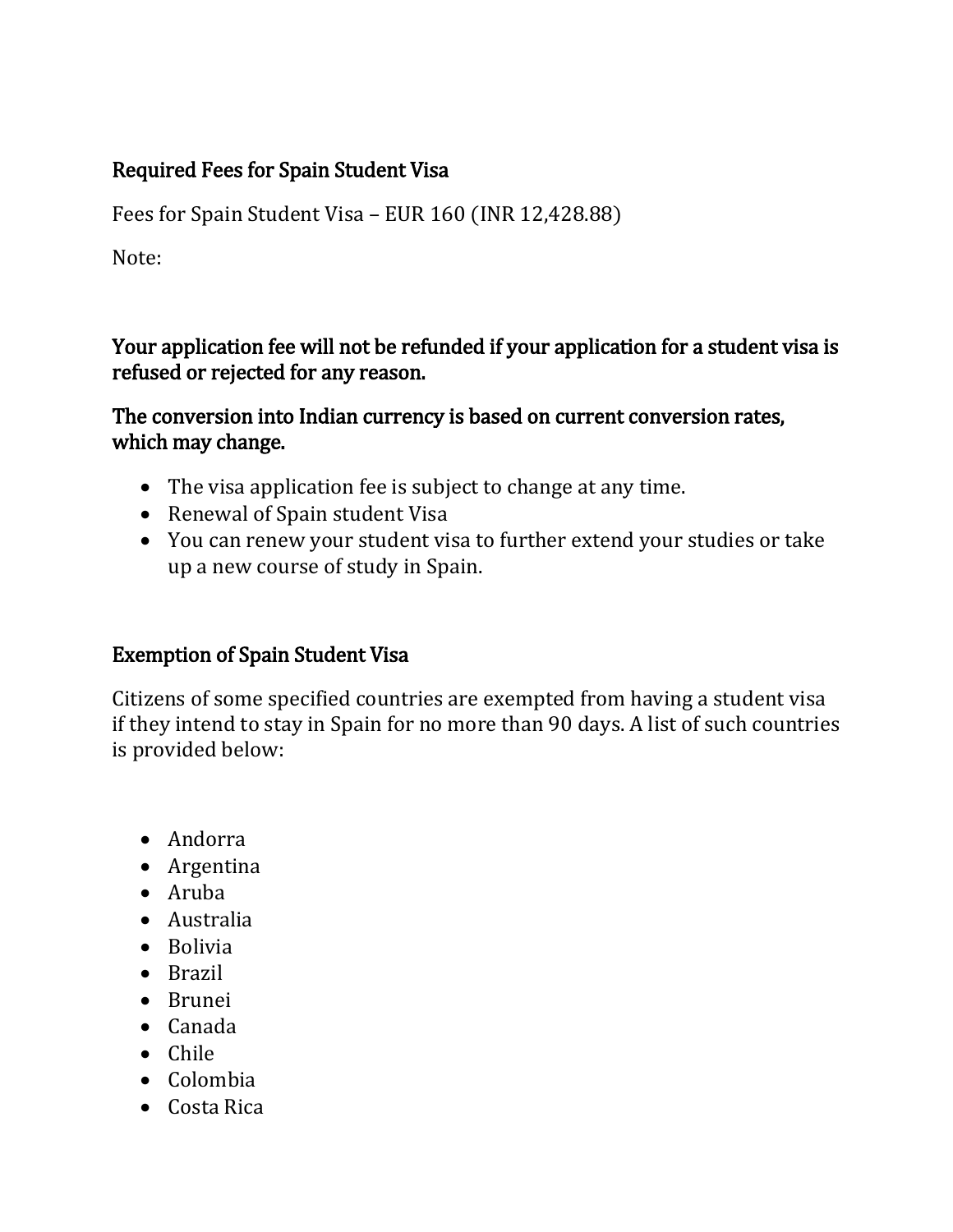## Required Fees for Spain Student Visa

Fees for Spain Student Visa – EUR 160 (INR 12,428.88)

Note:

**Your application fee will not be refunded if your application for a student visa is refused or rejected for any reason.**

**The conversion into Indian currency is based on current conversion rates, which may change.**

- The visa application fee is subject to change at any time.
- Renewal of Spain student Visa
- You can renew your student visa to further extend your studies or take up a new course of study in Spain.

## Exemption of Spain Student Visa

Citizens of some specified countries are exempted from having a student visa if they intend to stay in Spain for no more than 90 days. A list of such countries is provided below:

- Andorra
- Argentina
- Aruba
- Australia
- Bolivia
- Brazil
- Brunei
- Canada
- Chile
- Colombia
- Costa Rica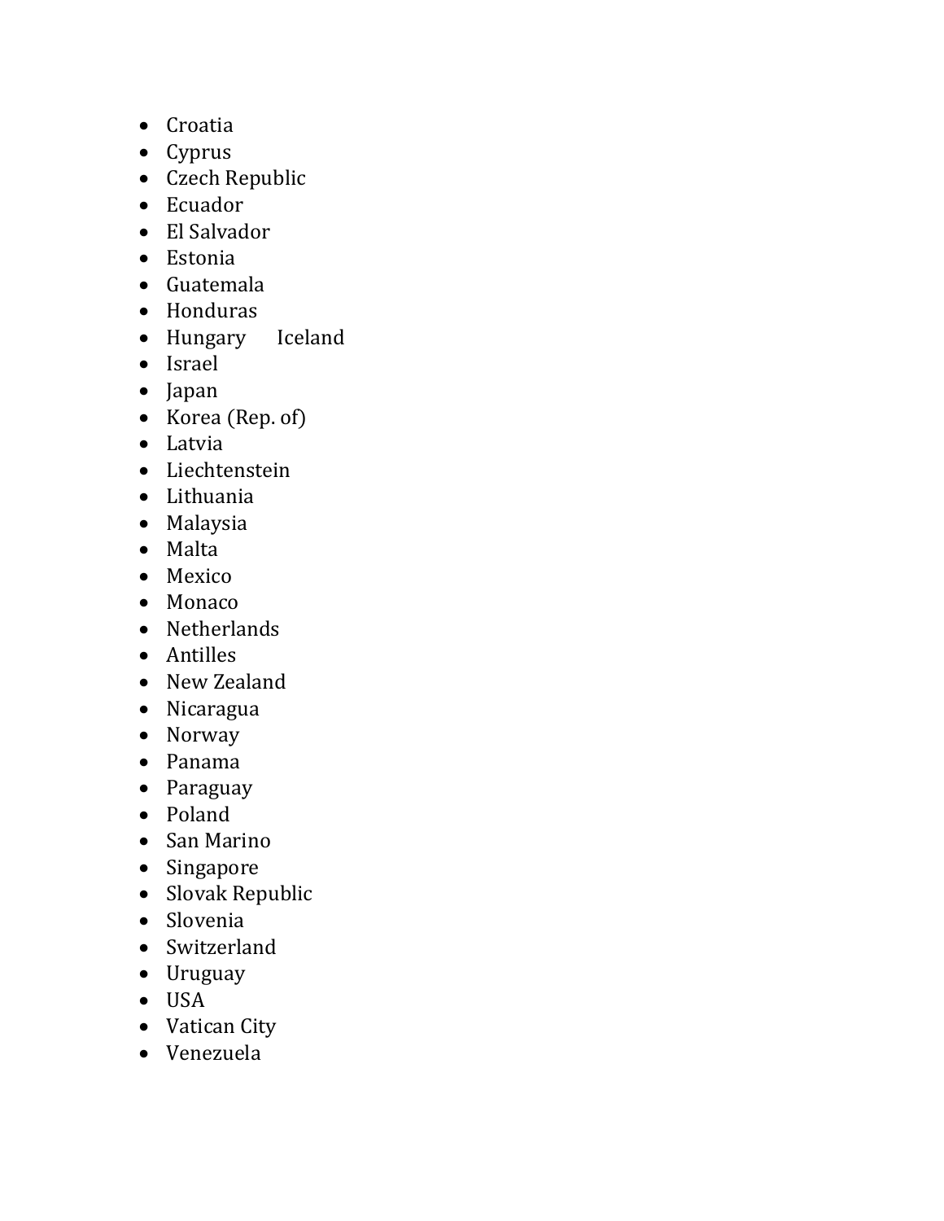- Croatia
- Cyprus
- Czech Republic
- Ecuador
- El Salvador
- Estonia
- Guatemala
- Honduras
- Hungary   Iceland
- Israel
- Japan
- Korea (Rep. of)
- Latvia
- Liechtenstein
- Lithuania
- Malaysia
- Malta
- Mexico
- Monaco
- Netherlands
- Antilles
- New Zealand
- Nicaragua
- Norway
- Panama
- Paraguay
- Poland
- San Marino
- Singapore
- Slovak Republic
- Slovenia
- Switzerland
- Uruguay
- USA
- Vatican City
- Venezuela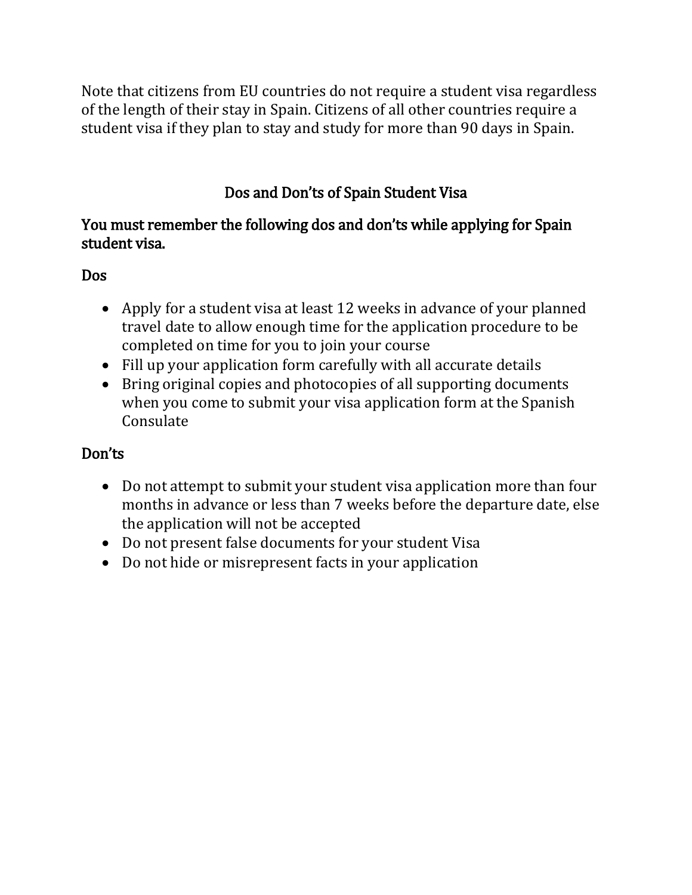Note that citizens from EU countries do not require a student visa regardless of the length of their stay in Spain. Citizens of all other countries require a student visa if they plan to stay and study for more than 90 days in Spain.

## Dos and Don’ts of Spain Student Visa

### You must remember the following dos and don’ts while applying for Spain student visa.

### Dos

- Apply for a student visa at least 12 weeks in advance of your planned travel date to allow enough time for the application procedure to be completed on time for you to join your course
- Fill up your application form carefully with all accurate details
- Bring original copies and photocopies of all supporting documents when you come to submit your visa application form at the Spanish Consulate

### Don’ts

- Do not attempt to submit your student visa application more than four months in advance or less than 7 weeks before the departure date, else the application will not be accepted
- Do not present false documents for your student Visa
- Do not hide or misrepresent facts in your application